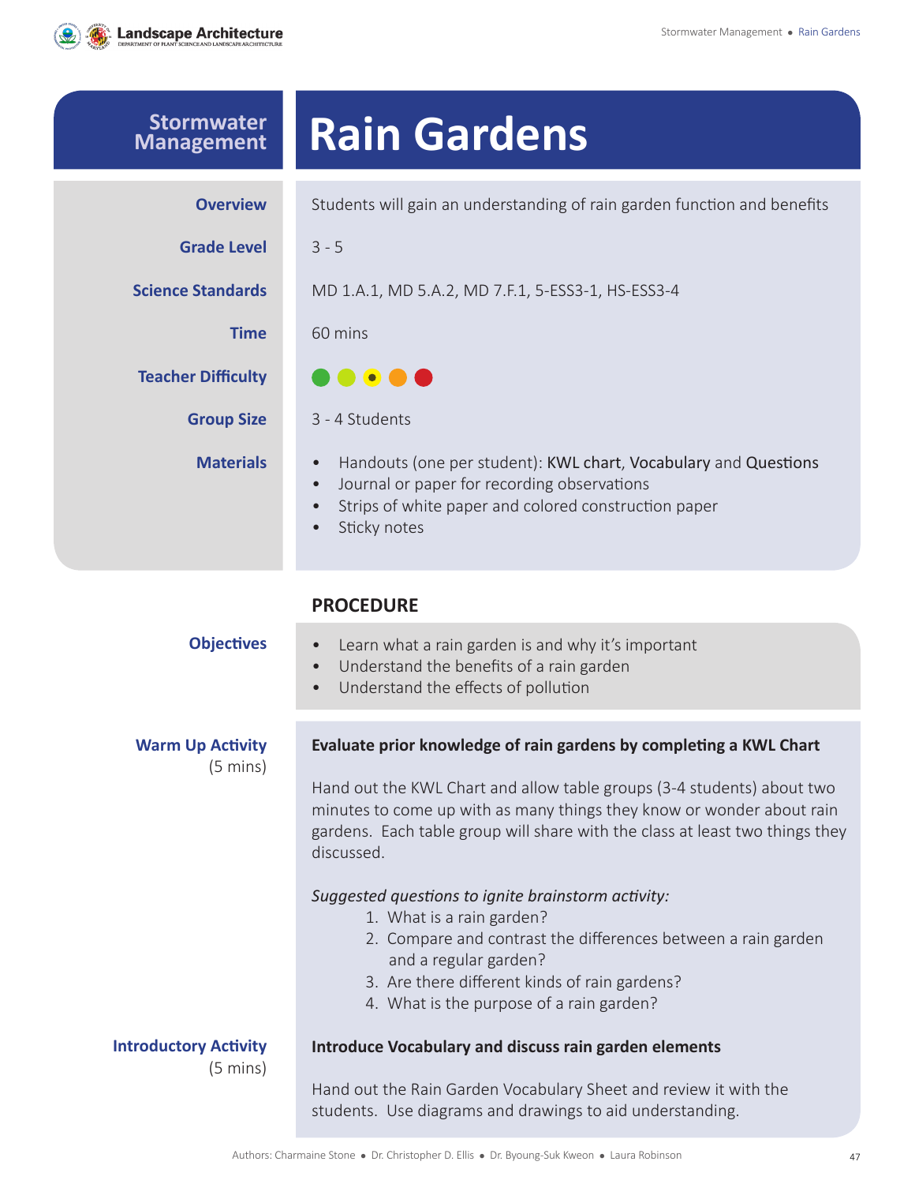# Stormwater Management

# Rain Gardens

| | |
|---|---|
| **Overview** | Students will gain an understanding of rain garden function and benefits |
| **Grade Level** | 3 - 5 |
| **Science Standards** | MD 1.A.1, MD 5.A.2, MD 7.F.1, 5-ESS3-1, HS-ESS3-4 |
| **Time** | 60 mins |
| **Teacher Difficulty** | ● ● ● ● ● |
| **Group Size** | 3 - 4 Students |
| **Materials** | • Handouts (one per student): KWL chart, Vocabulary and Questions<br>• Journal or paper for recording observations<br>• Strips of white paper and colored construction paper<br>• Sticky notes |

## PROCEDURE

### Objectives

- Learn what a rain garden is and why it's important
- Understand the benefits of a rain garden
- Understand the effects of pollution

### Warm Up Activity (5 mins)

**Evaluate prior knowledge of rain gardens by completing a KWL Chart**

Hand out the KWL Chart and allow table groups (3-4 students) about two minutes to come up with as many things they know or wonder about rain gardens. Each table group will share with the class at least two things they discussed.

*Suggested questions to ignite brainstorm activity:*

1. What is a rain garden?
2. Compare and contrast the differences between a rain garden and a regular garden?
3. Are there different kinds of rain gardens?
4. What is the purpose of a rain garden?

### Introductory Activity (5 mins)

**Introduce Vocabulary and discuss rain garden elements**

Hand out the Rain Garden Vocabulary Sheet and review it with the students. Use diagrams and drawings to aid understanding.

Authors: Charmaine Stone • Dr. Christopher D. Ellis • Dr. Byoung-Suk Kweon • Laura Robinson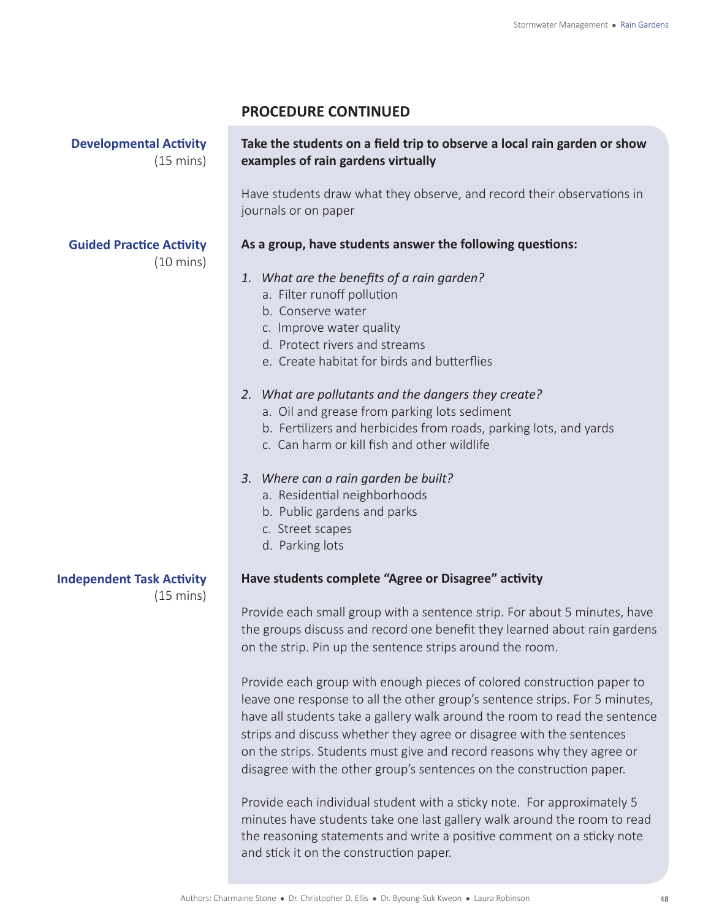## PROCEDURE CONTINUED

**Developmental Activity** (15 mins)

**Take the students on a field trip to observe a local rain garden or show examples of rain gardens virtually**

Have students draw what they observe, and record their observations in journals or on paper

**Guided Practice Activity** (10 mins)

**As a group, have students answer the following questions:**

1. *What are the benefits of a rain garden?*
   a. Filter runoff pollution
   b. Conserve water
   c. Improve water quality
   d. Protect rivers and streams
   e. Create habitat for birds and butterflies

2. *What are pollutants and the dangers they create?*
   a. Oil and grease from parking lots sediment
   b. Fertilizers and herbicides from roads, parking lots, and yards
   c. Can harm or kill fish and other wildlife

3. *Where can a rain garden be built?*
   a. Residential neighborhoods
   b. Public gardens and parks
   c. Street scapes
   d. Parking lots

**Independent Task Activity** (15 mins)

**Have students complete "Agree or Disagree" activity**

Provide each small group with a sentence strip. For about 5 minutes, have the groups discuss and record one benefit they learned about rain gardens on the strip. Pin up the sentence strips around the room.

Provide each group with enough pieces of colored construction paper to leave one response to all the other group's sentence strips. For 5 minutes, have all students take a gallery walk around the room to read the sentence strips and discuss whether they agree or disagree with the sentences on the strips. Students must give and record reasons why they agree or disagree with the other group's sentences on the construction paper.

Provide each individual student with a sticky note. For approximately 5 minutes have students take one last gallery walk around the room to read the reasoning statements and write a positive comment on a sticky note and stick it on the construction paper.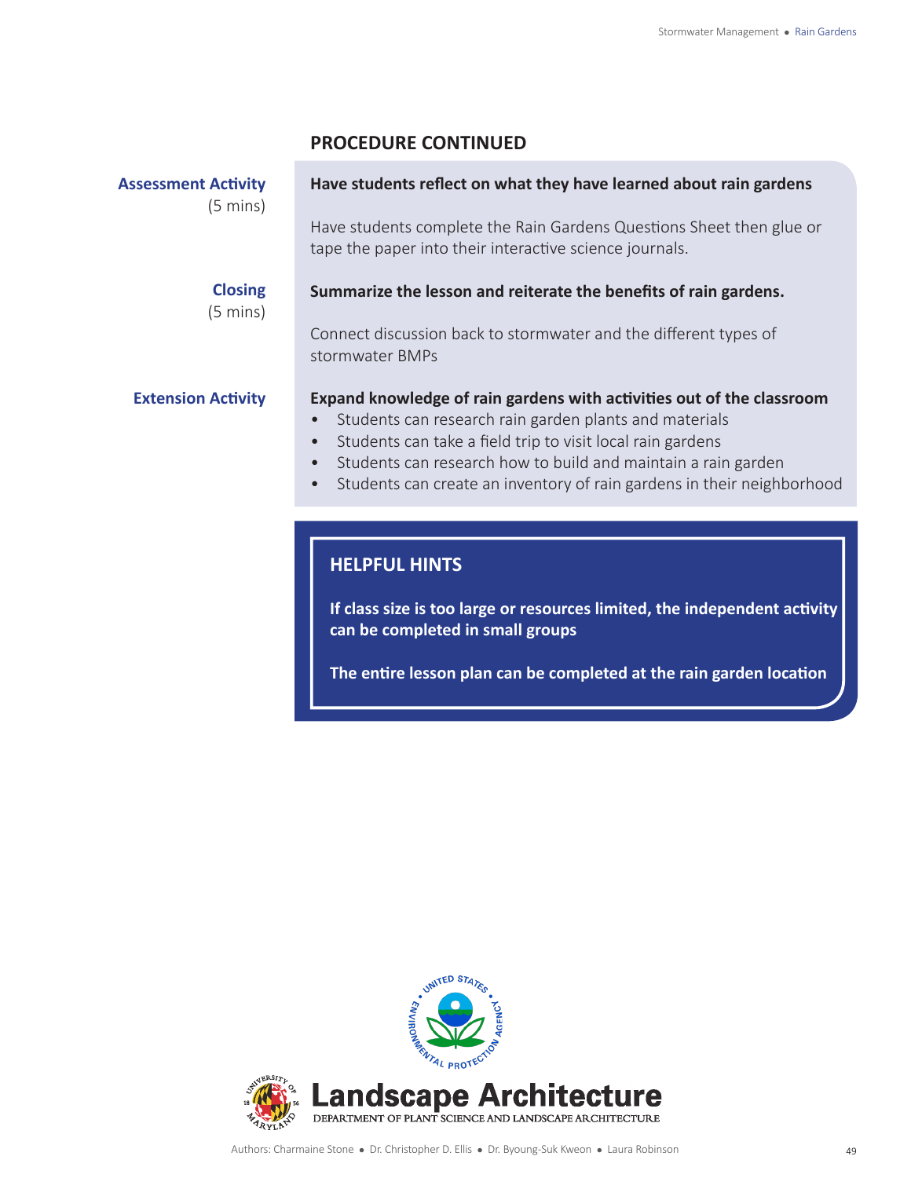## PROCEDURE CONTINUED

**Assessment Activity** (5 mins)

**Have students reflect on what they have learned about rain gardens**

Have students complete the Rain Gardens Questions Sheet then glue or tape the paper into their interactive science journals.

**Closing** (5 mins)

**Summarize the lesson and reiterate the benefits of rain gardens.**

Connect discussion back to stormwater and the different types of stormwater BMPs

**Extension Activity**

**Expand knowledge of rain gardens with activities out of the classroom**

- Students can research rain garden plants and materials
- Students can take a field trip to visit local rain gardens
- Students can research how to build and maintain a rain garden
- Students can create an inventory of rain gardens in their neighborhood

### HELPFUL HINTS

**If class size is too large or resources limited, the independent activity can be completed in small groups**

**The entire lesson plan can be completed at the rain garden location**

Landscape Architecture
DEPARTMENT OF PLANT SCIENCE AND LANDSCAPE ARCHITECTURE

Authors: Charmaine Stone • Dr. Christopher D. Ellis • Dr. Byoung-Suk Kweon • Laura Robinson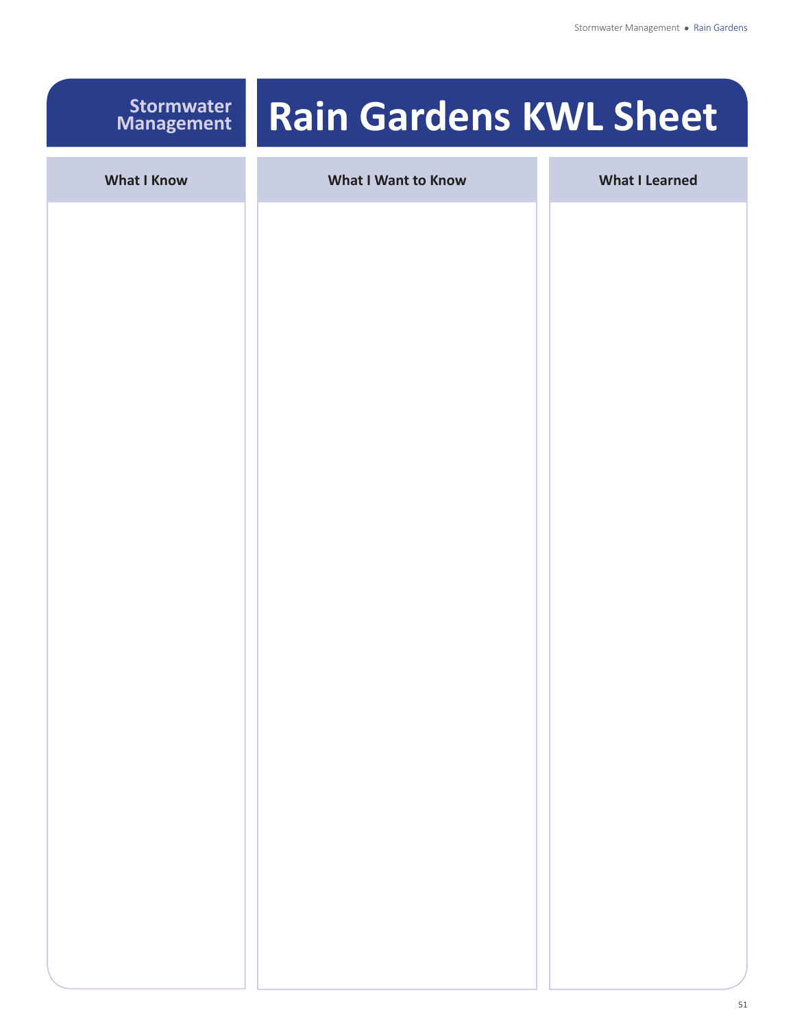Stormwater Management

# Rain Gardens KWL Sheet

| What I Know | What I Want to Know | What I Learned |
| --- | --- | --- |
| | | |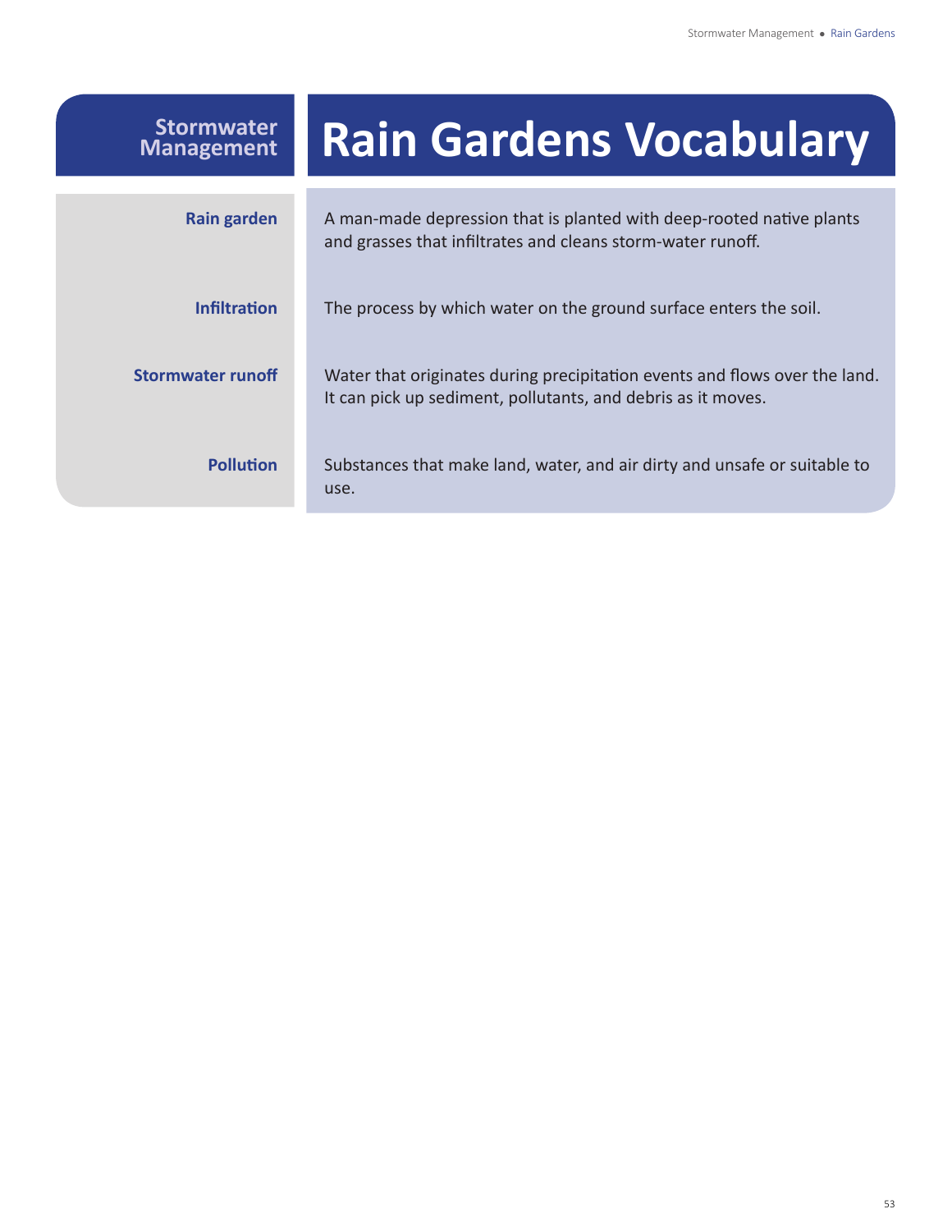Stormwater Management

# Rain Gardens Vocabulary

| Term | Definition |
| --- | --- |
| **Rain garden** | A man-made depression that is planted with deep-rooted native plants and grasses that infiltrates and cleans storm-water runoff. |
| **Infiltration** | The process by which water on the ground surface enters the soil. |
| **Stormwater runoff** | Water that originates during precipitation events and flows over the land. It can pick up sediment, pollutants, and debris as it moves. |
| **Pollution** | Substances that make land, water, and air dirty and unsafe or suitable to use. |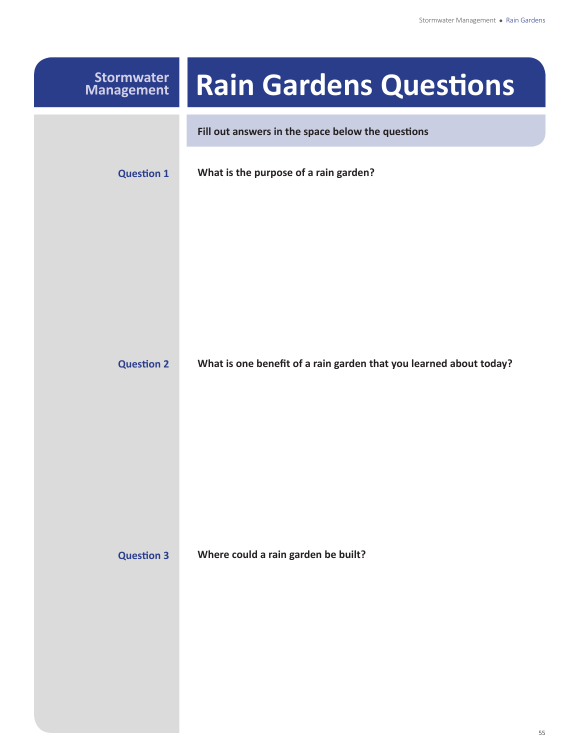**Stormwater Management**

# Rain Gardens Questions

**Fill out answers in the space below the questions**

**Question 1**

**What is the purpose of a rain garden?**

**Question 2**

**What is one benefit of a rain garden that you learned about today?**

**Question 3**

**Where could a rain garden be built?**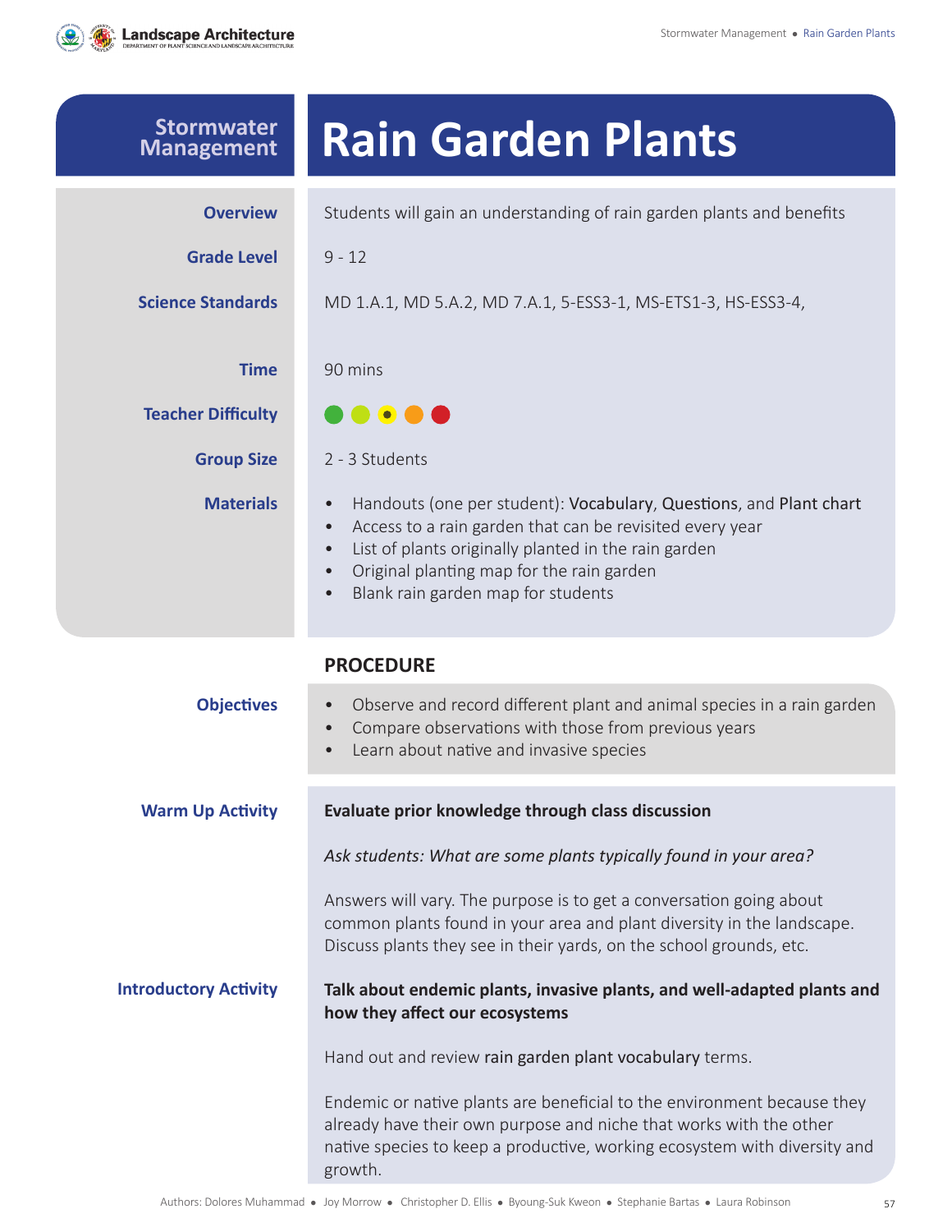# Stormwater Management

# Rain Garden Plants

**Overview**

Students will gain an understanding of rain garden plants and benefits

**Grade Level**

9 - 12

**Science Standards**

MD 1.A.1, MD 5.A.2, MD 7.A.1, 5-ESS3-1, MS-ETS1-3, HS-ESS3-4,

**Time**

90 mins

**Teacher Difficulty**

●●●●● (3 of 5)

**Group Size**

2 - 3 Students

**Materials**

- Handouts (one per student): Vocabulary, Questions, and Plant chart
- Access to a rain garden that can be revisited every year
- List of plants originally planted in the rain garden
- Original planting map for the rain garden
- Blank rain garden map for students

## PROCEDURE

**Objectives**

- Observe and record different plant and animal species in a rain garden
- Compare observations with those from previous years
- Learn about native and invasive species

**Warm Up Activity**

**Evaluate prior knowledge through class discussion**

*Ask students: What are some plants typically found in your area?*

Answers will vary. The purpose is to get a conversation going about common plants found in your area and plant diversity in the landscape. Discuss plants they see in their yards, on the school grounds, etc.

**Introductory Activity**

**Talk about endemic plants, invasive plants, and well-adapted plants and how they affect our ecosystems**

Hand out and review rain garden plant vocabulary terms.

Endemic or native plants are beneficial to the environment because they already have their own purpose and niche that works with the other native species to keep a productive, working ecosystem with diversity and growth.

Authors: Dolores Muhammad • Joy Morrow • Christopher D. Ellis • Byoung-Suk Kweon • Stephanie Bartas • Laura Robinson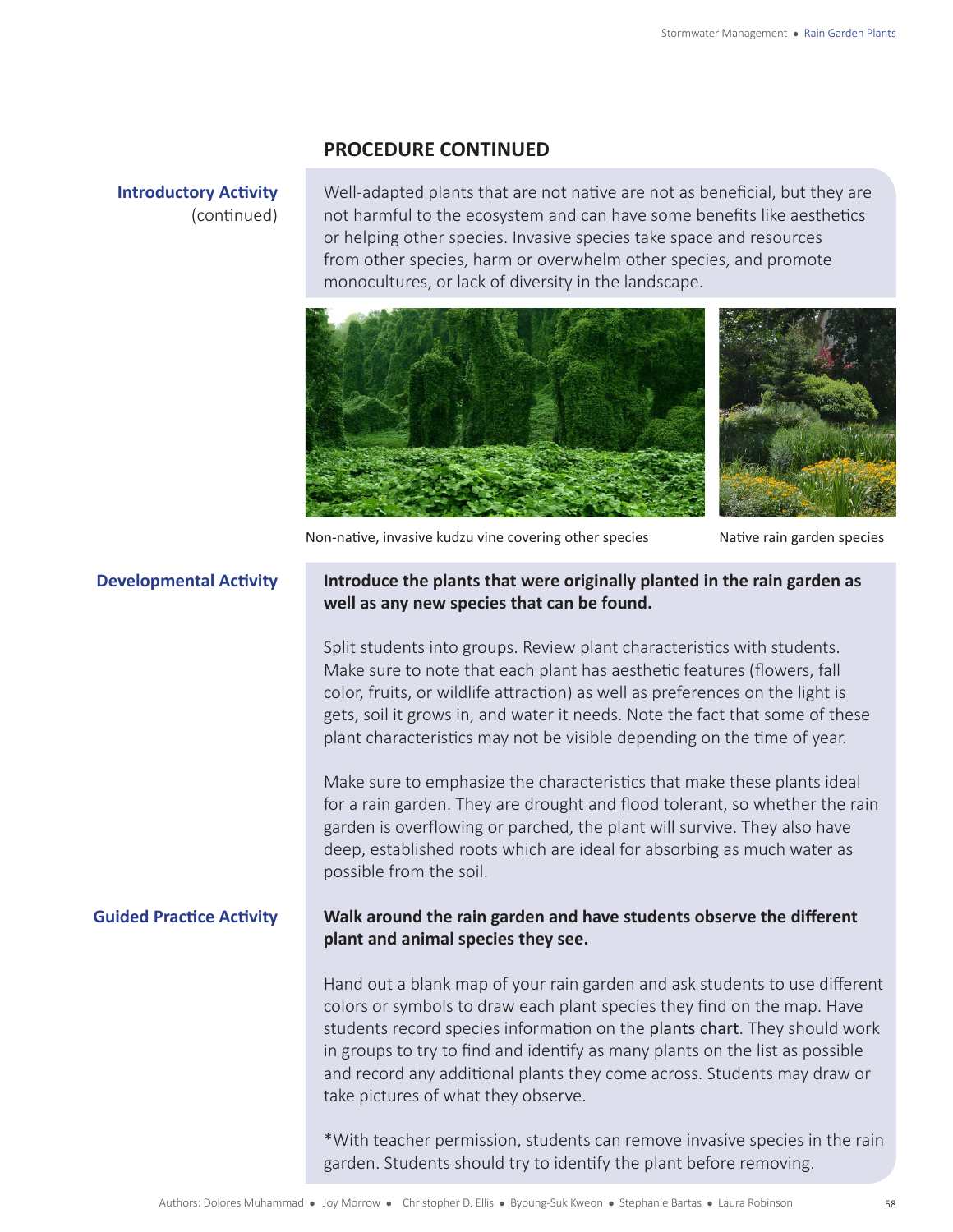## PROCEDURE CONTINUED

**Introductory Activity** (continued)

Well-adapted plants that are not native are not as beneficial, but they are not harmful to the ecosystem and can have some benefits like aesthetics or helping other species. Invasive species take space and resources from other species, harm or overwhelm other species, and promote monocultures, or lack of diversity in the landscape.

Non-native, invasive kudzu vine covering other species

Native rain garden species

**Developmental Activity**

**Introduce the plants that were originally planted in the rain garden as well as any new species that can be found.**

Split students into groups. Review plant characteristics with students. Make sure to note that each plant has aesthetic features (flowers, fall color, fruits, or wildlife attraction) as well as preferences on the light is gets, soil it grows in, and water it needs. Note the fact that some of these plant characteristics may not be visible depending on the time of year.

Make sure to emphasize the characteristics that make these plants ideal for a rain garden. They are drought and flood tolerant, so whether the rain garden is overflowing or parched, the plant will survive. They also have deep, established roots which are ideal for absorbing as much water as possible from the soil.

**Guided Practice Activity**

**Walk around the rain garden and have students observe the different plant and animal species they see.**

Hand out a blank map of your rain garden and ask students to use different colors or symbols to draw each plant species they find on the map. Have students record species information on the plants chart. They should work in groups to try to find and identify as many plants on the list as possible and record any additional plants they come across. Students may draw or take pictures of what they observe.

*With teacher permission, students can remove invasive species in the rain garden. Students should try to identify the plant before removing.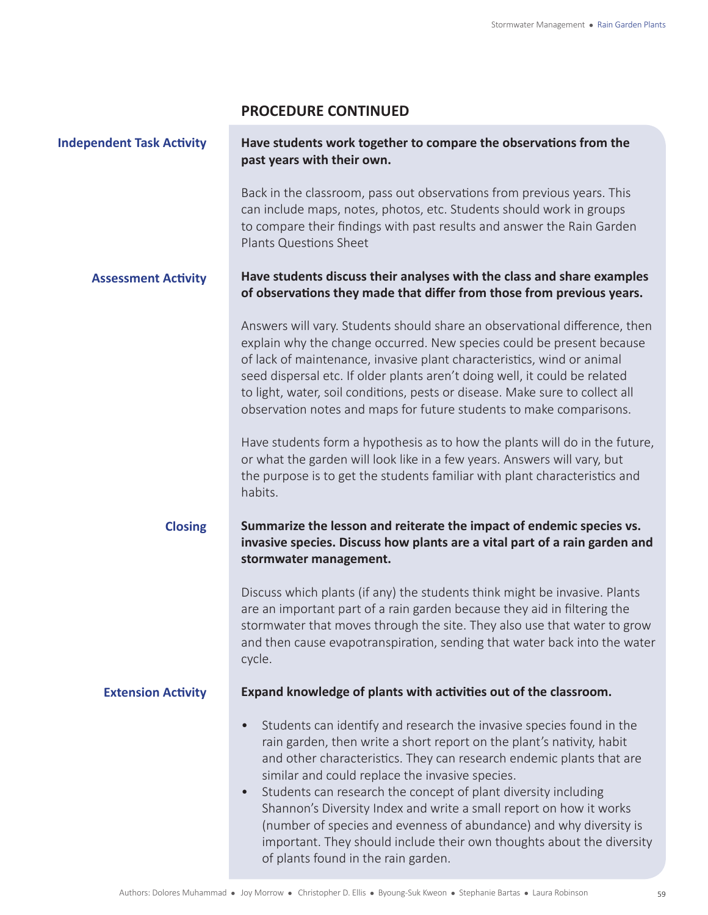## PROCEDURE CONTINUED

### Independent Task Activity

**Have students work together to compare the observations from the past years with their own.**

Back in the classroom, pass out observations from previous years. This can include maps, notes, photos, etc. Students should work in groups to compare their findings with past results and answer the Rain Garden Plants Questions Sheet

### Assessment Activity

**Have students discuss their analyses with the class and share examples of observations they made that differ from those from previous years.**

Answers will vary. Students should share an observational difference, then explain why the change occurred. New species could be present because of lack of maintenance, invasive plant characteristics, wind or animal seed dispersal etc. If older plants aren't doing well, it could be related to light, water, soil conditions, pests or disease. Make sure to collect all observation notes and maps for future students to make comparisons.

Have students form a hypothesis as to how the plants will do in the future, or what the garden will look like in a few years. Answers will vary, but the purpose is to get the students familiar with plant characteristics and habits.

### Closing

**Summarize the lesson and reiterate the impact of endemic species vs. invasive species. Discuss how plants are a vital part of a rain garden and stormwater management.**

Discuss which plants (if any) the students think might be invasive. Plants are an important part of a rain garden because they aid in filtering the stormwater that moves through the site. They also use that water to grow and then cause evapotranspiration, sending that water back into the water cycle.

### Extension Activity

**Expand knowledge of plants with activities out of the classroom.**

- Students can identify and research the invasive species found in the rain garden, then write a short report on the plant's nativity, habit and other characteristics. They can research endemic plants that are similar and could replace the invasive species.
- Students can research the concept of plant diversity including Shannon's Diversity Index and write a small report on how it works (number of species and evenness of abundance) and why diversity is important. They should include their own thoughts about the diversity of plants found in the rain garden.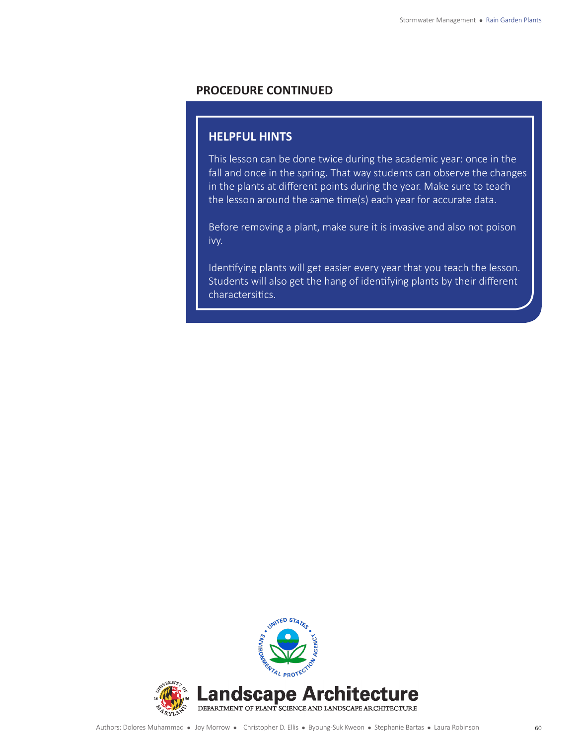## PROCEDURE CONTINUED

### HELPFUL HINTS

This lesson can be done twice during the academic year: once in the fall and once in the spring. That way students can observe the changes in the plants at different points during the year. Make sure to teach the lesson around the same time(s) each year for accurate data.

Before removing a plant, make sure it is invasive and also not poison ivy.

Identifying plants will get easier every year that you teach the lesson. Students will also get the hang of identifying plants by their different charactersitics.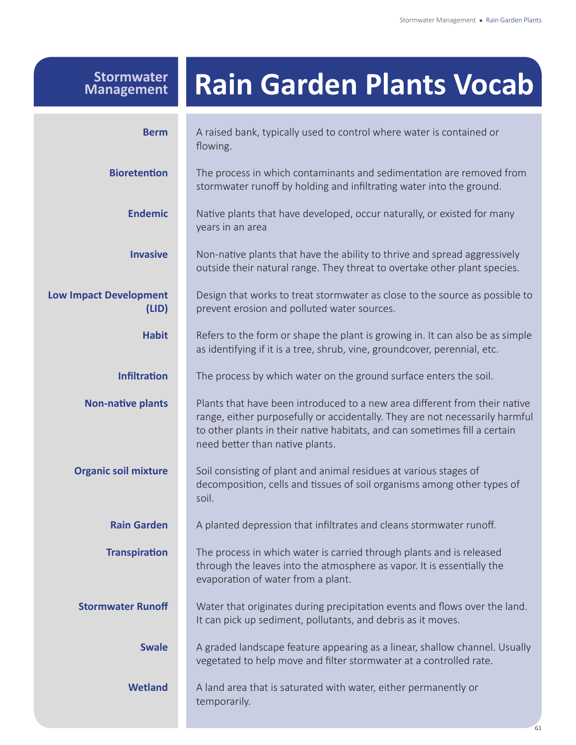# Stormwater Management

# Rain Garden Plants Vocab

**Berm**
A raised bank, typically used to control where water is contained or flowing.

**Bioretention**
The process in which contaminants and sedimentation are removed from stormwater runoff by holding and infiltrating water into the ground.

**Endemic**
Native plants that have developed, occur naturally, or existed for many years in an area

**Invasive**
Non-native plants that have the ability to thrive and spread aggressively outside their natural range. They threat to overtake other plant species.

**Low Impact Development (LID)**
Design that works to treat stormwater as close to the source as possible to prevent erosion and polluted water sources.

**Habit**
Refers to the form or shape the plant is growing in. It can also be as simple as identifying if it is a tree, shrub, vine, groundcover, perennial, etc.

**Infiltration**
The process by which water on the ground surface enters the soil.

**Non-native plants**
Plants that have been introduced to a new area different from their native range, either purposefully or accidentally. They are not necessarily harmful to other plants in their native habitats, and can sometimes fill a certain need better than native plants.

**Organic soil mixture**
Soil consisting of plant and animal residues at various stages of decomposition, cells and tissues of soil organisms among other types of soil.

**Rain Garden**
A planted depression that infiltrates and cleans stormwater runoff.

**Transpiration**
The process in which water is carried through plants and is released through the leaves into the atmosphere as vapor. It is essentially the evaporation of water from a plant.

**Stormwater Runoff**
Water that originates during precipitation events and flows over the land. It can pick up sediment, pollutants, and debris as it moves.

**Swale**
A graded landscape feature appearing as a linear, shallow channel. Usually vegetated to help move and filter stormwater at a controlled rate.

**Wetland**
A land area that is saturated with water, either permanently or temporarily.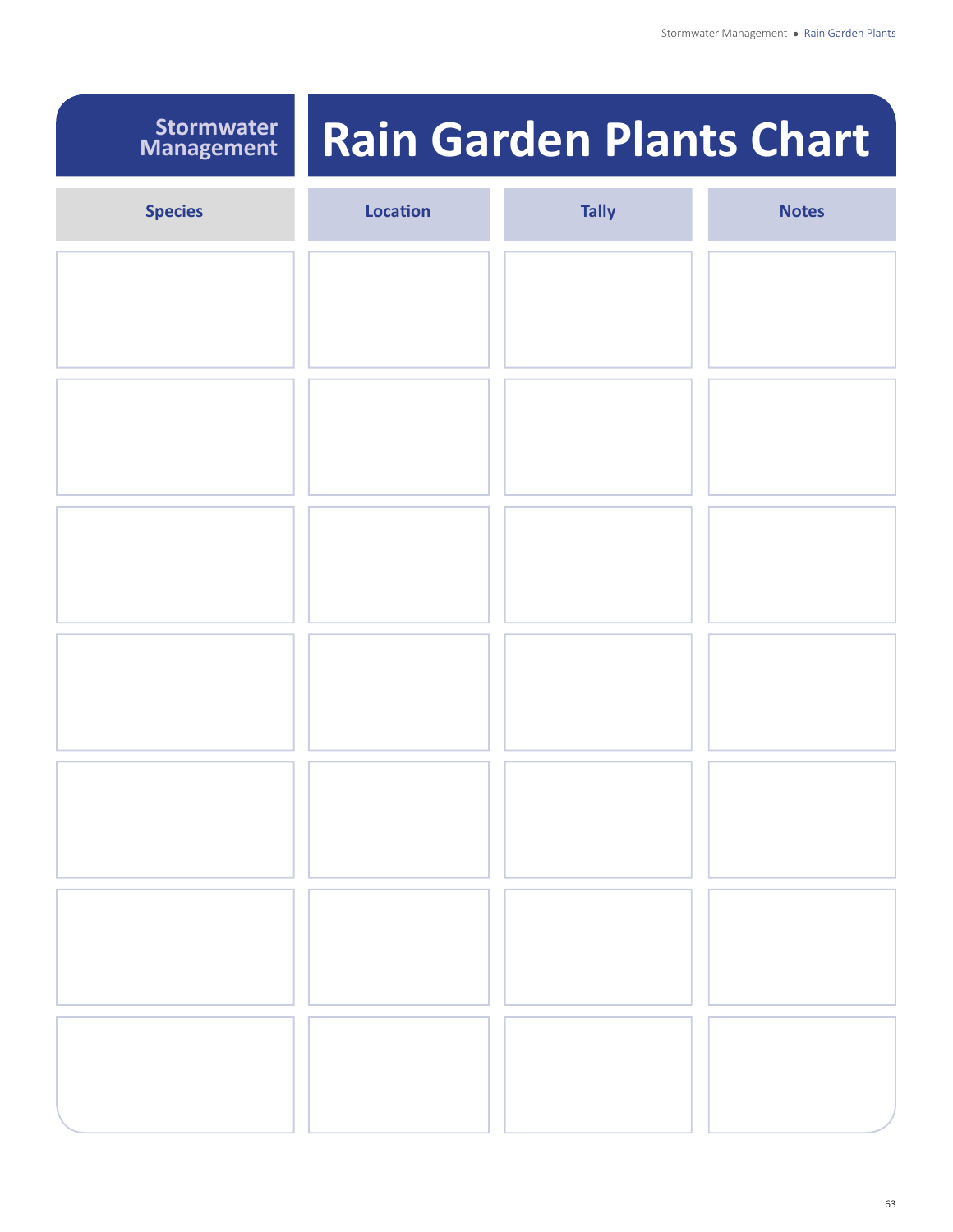Stormwater Management

# Rain Garden Plants Chart

| Species | Location | Tally | Notes |
|---|---|---|---|
| | | | |
| | | | |
| | | | |
| | | | |
| | | | |
| | | | |
| | | | |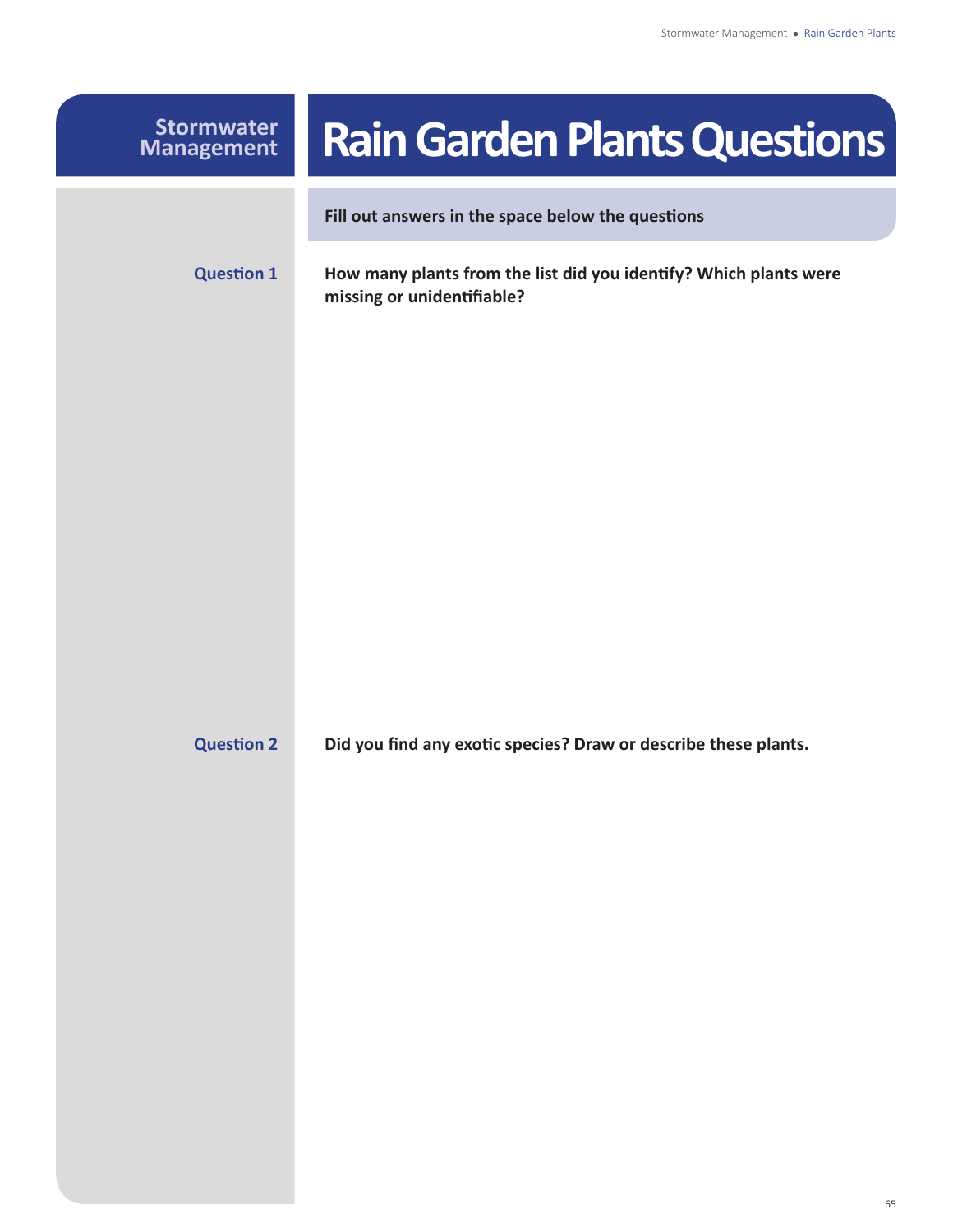**Stormwater Management**

# Rain Garden Plants Questions

**Fill out answers in the space below the questions**

**Question 1**

**How many plants from the list did you identify? Which plants were missing or unidentifiable?**

**Question 2**

**Did you find any exotic species? Draw or describe these plants.**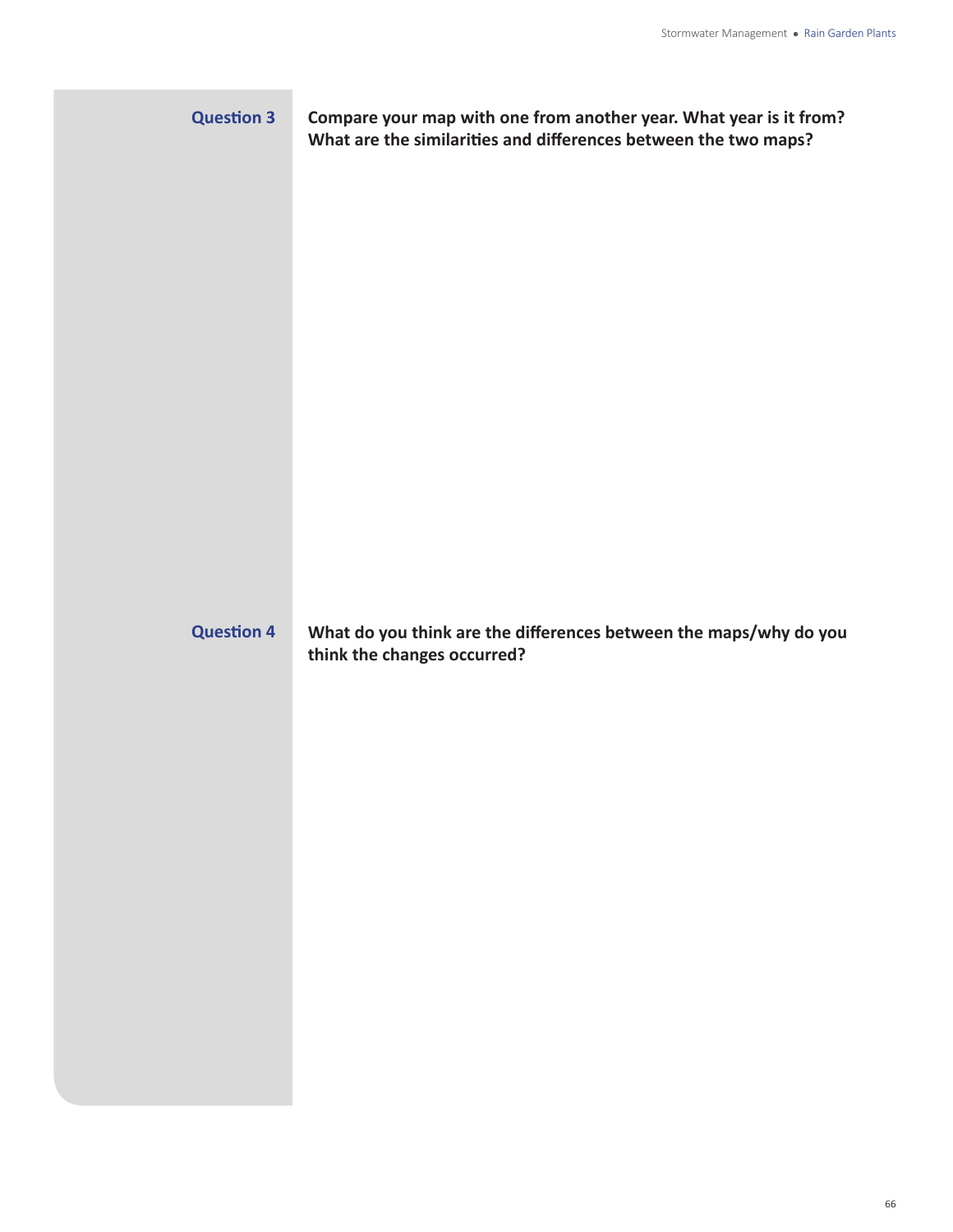**Question 3**

**Compare your map with one from another year. What year is it from? What are the similarities and differences between the two maps?**

**Question 4**

**What do you think are the differences between the maps/why do you think the changes occurred?**